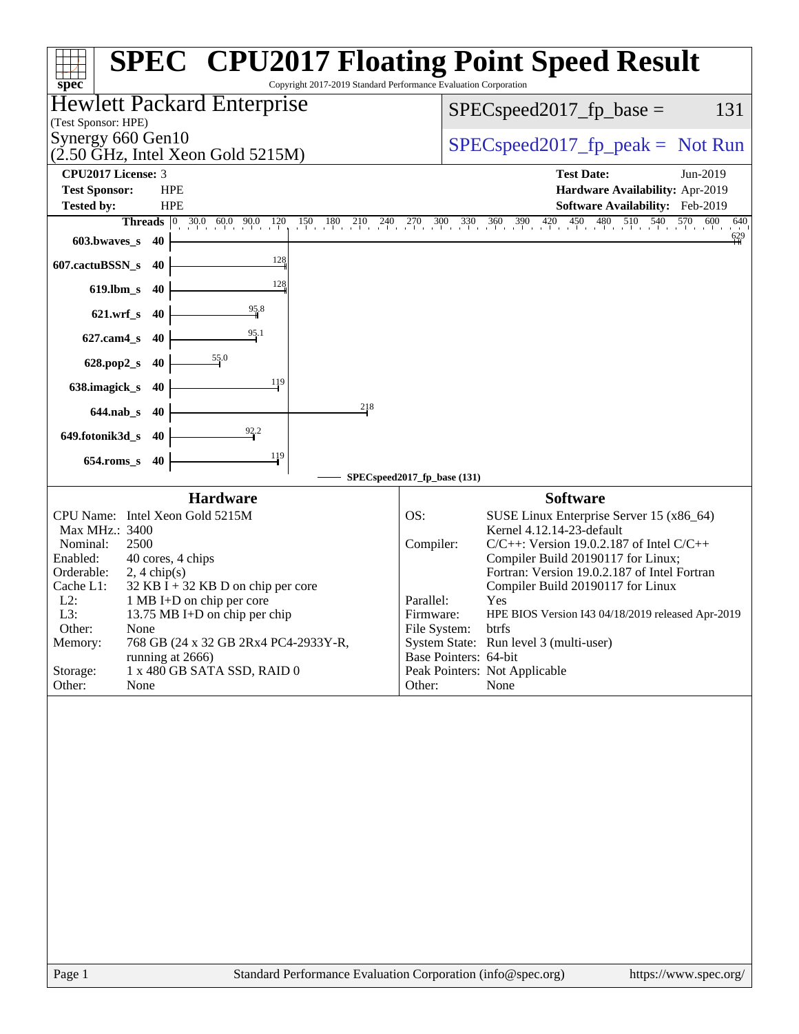# SPEC® CPU2017 Floating Point Speed Result

Copyright 2017-2019 Standard Performance Evaluation Corporation

**Hewlett Packard Enterprise**
(Test Sponsor: HPE)
Synergy 660 Gen10
(2.50 GHz, Intel Xeon Gold 5215M)

SPECspeed2017_fp_base = 131

SPECspeed2017_fp_peak = Not Run

**CPU2017 License:** 3
**Test Sponsor:** HPE
**Tested by:** HPE

**Test Date:** Jun-2019
**Hardware Availability:** Apr-2019
**Software Availability:** Feb-2019

| Benchmark | Threads | SPECspeed2017_fp_base (131) |
|---|---|---|
| 603.bwaves_s | 40 | 629 |
| 607.cactuBSSN_s | 40 | 128 |
| 619.lbm_s | 40 | 128 |
| 621.wrf_s | 40 | 95.8 |
| 627.cam4_s | 40 | 95.1 |
| 628.pop2_s | 40 | 55.0 |
| 638.imagick_s | 40 | 119 |
| 644.nab_s | 40 | 218 |
| 649.fotonik3d_s | 40 | 92.2 |
| 654.roms_s | 40 | 119 |

## Hardware

| | |
|---|---|
| CPU Name: | Intel Xeon Gold 5215M |
| Max MHz.: | 3400 |
| Nominal: | 2500 |
| Enabled: | 40 cores, 4 chips |
| Orderable: | 2, 4 chip(s) |
| Cache L1: | 32 KB I + 32 KB D on chip per core |
| L2: | 1 MB I+D on chip per core |
| L3: | 13.75 MB I+D on chip per chip |
| Other: | None |
| Memory: | 768 GB (24 x 32 GB 2Rx4 PC4-2933Y-R, running at 2666) |
| Storage: | 1 x 480 GB SATA SSD, RAID 0 |
| Other: | None |

## Software

| | |
|---|---|
| OS: | SUSE Linux Enterprise Server 15 (x86_64) Kernel 4.12.14-23-default |
| Compiler: | C/C++: Version 19.0.2.187 of Intel C/C++ Compiler Build 20190117 for Linux; Fortran: Version 19.0.2.187 of Intel Fortran Compiler Build 20190117 for Linux |
| Parallel: | Yes |
| Firmware: | HPE BIOS Version I43 04/18/2019 released Apr-2019 |
| File System: | btrfs |
| System State: | Run level 3 (multi-user) |
| Base Pointers: | 64-bit |
| Peak Pointers: | Not Applicable |
| Other: | None |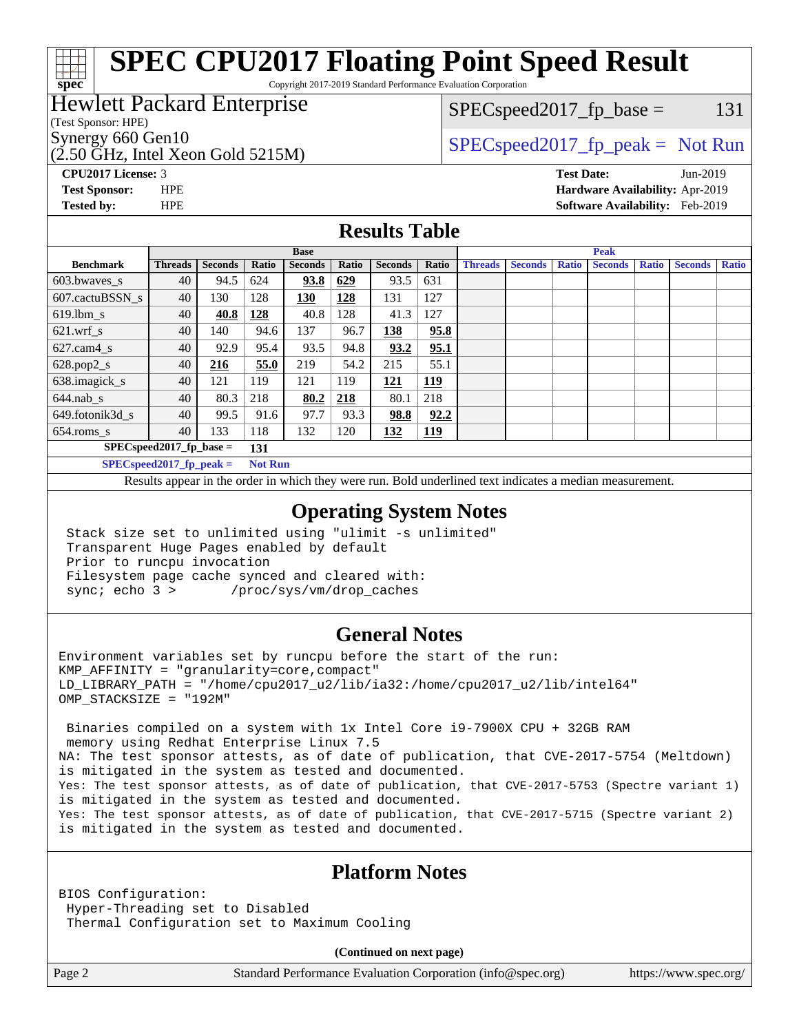# SPEC CPU2017 Floating Point Speed Result

Copyright 2017-2019 Standard Performance Evaluation Corporation

**Hewlett Packard Enterprise**
(Test Sponsor: HPE)
Synergy 660 Gen10
(2.50 GHz, Intel Xeon Gold 5215M)

SPECspeed2017_fp_base = 131

SPECspeed2017_fp_peak = Not Run

**CPU2017 License:** 3
**Test Sponsor:** HPE
**Tested by:** HPE

**Test Date:** Jun-2019
**Hardware Availability:** Apr-2019
**Software Availability:** Feb-2019

## Results Table

| Benchmark | Base | | | | | | | Peak | | | | | | |
|---|---|---|---|---|---|---|---|---|---|---|---|---|---|---|
| | Threads | Seconds | Ratio | Seconds | Ratio | Seconds | Ratio | Threads | Seconds | Ratio | Seconds | Ratio | Seconds | Ratio |
| 603.bwaves_s | 40 | 94.5 | 624 | **93.8** | **629** | 93.5 | 631 | | | | | | | |
| 607.cactuBSSN_s | 40 | 130 | 128 | **130** | **128** | 131 | 127 | | | | | | | |
| 619.lbm_s | 40 | **40.8** | **128** | 40.8 | 128 | 41.3 | 127 | | | | | | | |
| 621.wrf_s | 40 | 140 | 94.6 | 137 | 96.7 | **138** | **95.8** | | | | | | | |
| 627.cam4_s | 40 | 92.9 | 95.4 | 93.5 | 94.8 | **93.2** | **95.1** | | | | | | | |
| 628.pop2_s | 40 | **216** | **55.0** | 219 | 54.2 | 215 | 55.1 | | | | | | | |
| 638.imagick_s | 40 | 121 | 119 | 121 | 119 | **121** | **119** | | | | | | | |
| 644.nab_s | 40 | 80.3 | 218 | **80.2** | **218** | 80.1 | 218 | | | | | | | |
| 649.fotonik3d_s | 40 | 99.5 | 91.6 | 97.7 | 93.3 | **98.8** | **92.2** | | | | | | | |
| 654.roms_s | 40 | 133 | 118 | 132 | 120 | **132** | **119** | | | | | | | |

SPECspeed2017_fp_base = **131**

SPECspeed2017_fp_peak = **Not Run**

Results appear in the order in which they were run. Bold underlined text indicates a median measurement.

## Operating System Notes

```
Stack size set to unlimited using "ulimit -s unlimited"
Transparent Huge Pages enabled by default
Prior to runcpu invocation
Filesystem page cache synced and cleared with:
sync; echo 3 >       /proc/sys/vm/drop_caches
```

## General Notes

```
Environment variables set by runcpu before the start of the run:
KMP_AFFINITY = "granularity=core,compact"
LD_LIBRARY_PATH = "/home/cpu2017_u2/lib/ia32:/home/cpu2017_u2/lib/intel64"
OMP_STACKSIZE = "192M"

 Binaries compiled on a system with 1x Intel Core i9-7900X CPU + 32GB RAM
 memory using Redhat Enterprise Linux 7.5
NA: The test sponsor attests, as of date of publication, that CVE-2017-5754 (Meltdown)
is mitigated in the system as tested and documented.
Yes: The test sponsor attests, as of date of publication, that CVE-2017-5753 (Spectre variant 1)
is mitigated in the system as tested and documented.
Yes: The test sponsor attests, as of date of publication, that CVE-2017-5715 (Spectre variant 2)
is mitigated in the system as tested and documented.
```

## Platform Notes

```
BIOS Configuration:
 Hyper-Threading set to Disabled
 Thermal Configuration set to Maximum Cooling
```

**(Continued on next page)**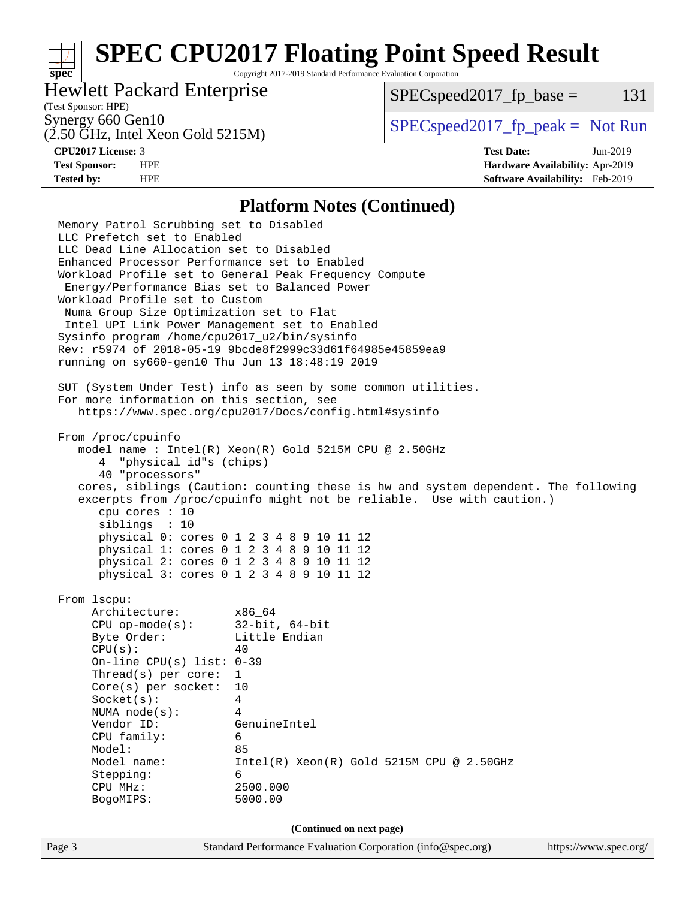## Platform Notes (Continued)

```
Memory Patrol Scrubbing set to Disabled
LLC Prefetch set to Enabled
LLC Dead Line Allocation set to Disabled
Enhanced Processor Performance set to Enabled
Workload Profile set to General Peak Frequency Compute
 Energy/Performance Bias set to Balanced Power
Workload Profile set to Custom
 Numa Group Size Optimization set to Flat
 Intel UPI Link Power Management set to Enabled
Sysinfo program /home/cpu2017_u2/bin/sysinfo
Rev: r5974 of 2018-05-19 9bcde8f2999c33d61f64985e45859ea9
running on sy660-gen10 Thu Jun 13 18:48:19 2019

SUT (System Under Test) info as seen by some common utilities.
For more information on this section, see
   https://www.spec.org/cpu2017/Docs/config.html#sysinfo

From /proc/cpuinfo
   model name : Intel(R) Xeon(R) Gold 5215M CPU @ 2.50GHz
      4  "physical id"s (chips)
      40 "processors"
   cores, siblings (Caution: counting these is hw and system dependent. The following
   excerpts from /proc/cpuinfo might not be reliable.  Use with caution.)
      cpu cores : 10
      siblings  : 10
      physical 0: cores 0 1 2 3 4 8 9 10 11 12
      physical 1: cores 0 1 2 3 4 8 9 10 11 12
      physical 2: cores 0 1 2 3 4 8 9 10 11 12
      physical 3: cores 0 1 2 3 4 8 9 10 11 12

From lscpu:
     Architecture:        x86_64
     CPU op-mode(s):      32-bit, 64-bit
     Byte Order:          Little Endian
     CPU(s):              40
     On-line CPU(s) list: 0-39
     Thread(s) per core:  1
     Core(s) per socket:  10
     Socket(s):           4
     NUMA node(s):        4
     Vendor ID:           GenuineIntel
     CPU family:          6
     Model:               85
     Model name:          Intel(R) Xeon(R) Gold 5215M CPU @ 2.50GHz
     Stepping:            6
     CPU MHz:             2500.000
     BogoMIPS:            5000.00
```

(Continued on next page)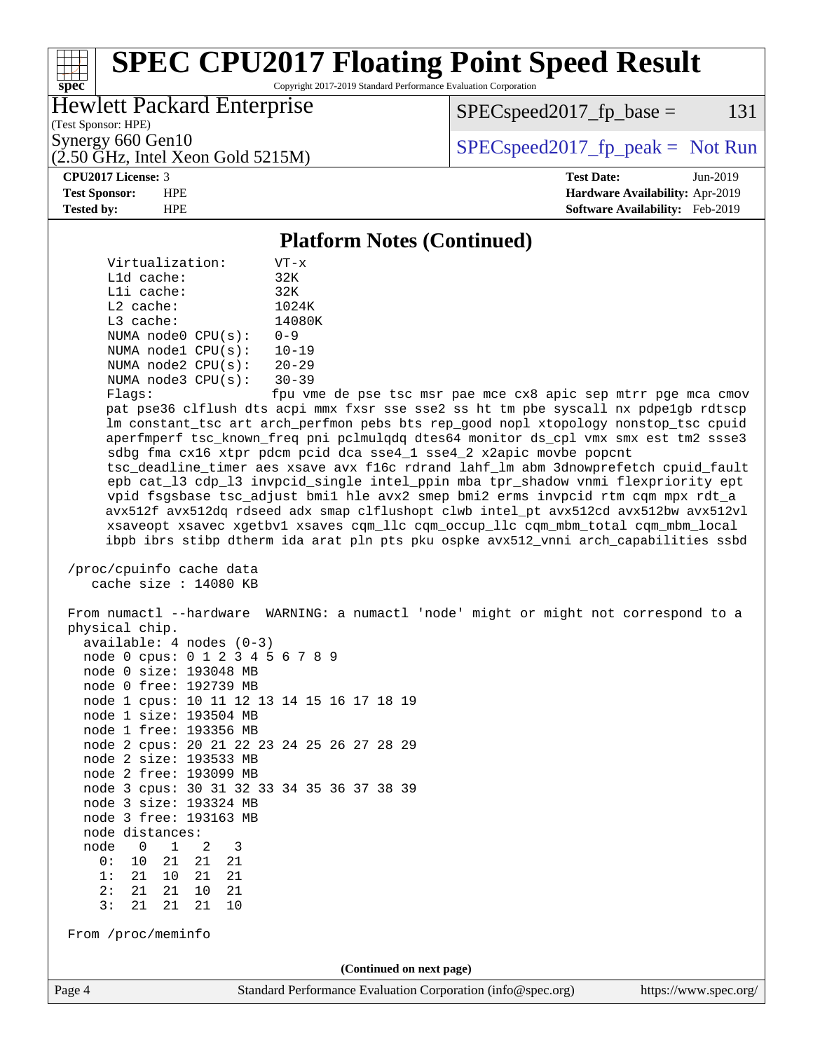## Platform Notes (Continued)

```
Virtualization:      VT-x
L1d cache:           32K
L1i cache:           32K
L2 cache:            1024K
L3 cache:            14080K
NUMA node0 CPU(s):   0-9
NUMA node1 CPU(s):   10-19
NUMA node2 CPU(s):   20-29
NUMA node3 CPU(s):   30-39
Flags:               fpu vme de pse tsc msr pae mce cx8 apic sep mtrr pge mca cmov
pat pse36 clflush dts acpi mmx fxsr sse sse2 ss ht tm pbe syscall nx pdpe1gb rdtscp
lm constant_tsc art arch_perfmon pebs bts rep_good nopl xtopology nonstop_tsc cpuid
aperfmperf tsc_known_freq pni pclmulqdq dtes64 monitor ds_cpl vmx smx est tm2 ssse3
sdbg fma cx16 xtpr pdcm pcid dca sse4_1 sse4_2 x2apic movbe popcnt
tsc_deadline_timer aes xsave avx f16c rdrand lahf_lm abm 3dnowprefetch cpuid_fault
epb cat_l3 cdp_l3 invpcid_single intel_ppin mba tpr_shadow vnmi flexpriority ept
vpid fsgsbase tsc_adjust bmi1 hle avx2 smep bmi2 erms invpcid rtm cqm mpx rdt_a
avx512f avx512dq rdseed adx smap clflushopt clwb intel_pt avx512cd avx512bw avx512vl
xsaveopt xsavec xgetbv1 xsaves cqm_llc cqm_occup_llc cqm_mbm_total cqm_mbm_local
ibpb ibrs stibp dtherm ida arat pln pts pku ospke avx512_vnni arch_capabilities ssbd

/proc/cpuinfo cache data
   cache size : 14080 KB

From numactl --hardware  WARNING: a numactl 'node' might or might not correspond to a
physical chip.
  available: 4 nodes (0-3)
  node 0 cpus: 0 1 2 3 4 5 6 7 8 9
  node 0 size: 193048 MB
  node 0 free: 192739 MB
  node 1 cpus: 10 11 12 13 14 15 16 17 18 19
  node 1 size: 193504 MB
  node 1 free: 193356 MB
  node 2 cpus: 20 21 22 23 24 25 26 27 28 29
  node 2 size: 193533 MB
  node 2 free: 193099 MB
  node 3 cpus: 30 31 32 33 34 35 36 37 38 39
  node 3 size: 193324 MB
  node 3 free: 193163 MB
  node distances:
  node   0   1   2   3
    0:  10  21  21  21
    1:  21  10  21  21
    2:  21  21  10  21
    3:  21  21  21  10

From /proc/meminfo
```

(Continued on next page)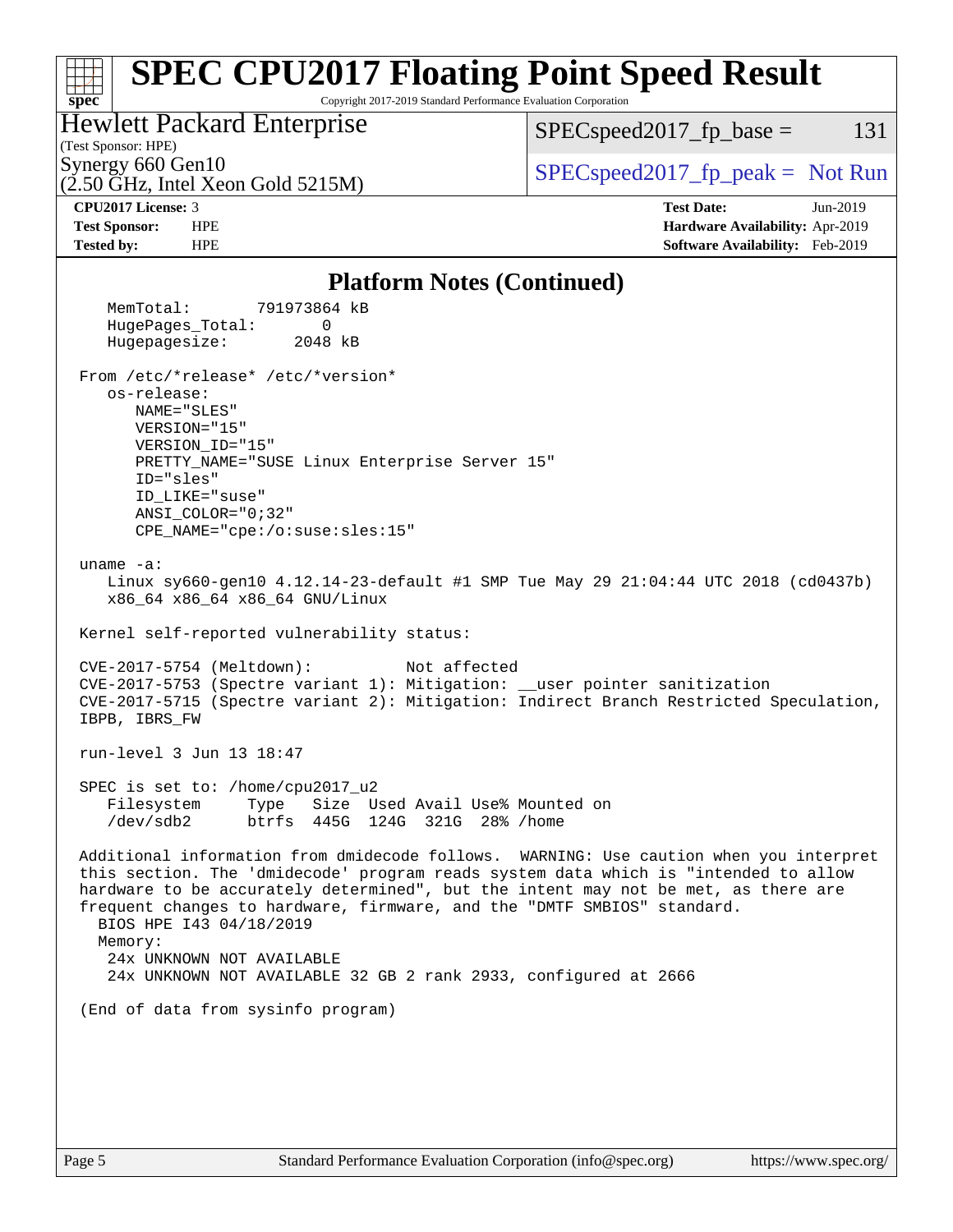# SPEC CPU2017 Floating Point Speed Result

Copyright 2017-2019 Standard Performance Evaluation Corporation

**Hewlett Packard Enterprise**
(Test Sponsor: HPE)
Synergy 660 Gen10
(2.50 GHz, Intel Xeon Gold 5215M)

SPECspeed2017_fp_base = 131

SPECspeed2017_fp_peak = Not Run

**CPU2017 License:** 3
**Test Sponsor:** HPE
**Tested by:** HPE

**Test Date:** Jun-2019
**Hardware Availability:** Apr-2019
**Software Availability:** Feb-2019

## Platform Notes (Continued)

```
    MemTotal:       791973864 kB
    HugePages_Total:       0
    Hugepagesize:       2048 kB

 From /etc/*release* /etc/*version*
    os-release:
       NAME="SLES"
       VERSION="15"
       VERSION_ID="15"
       PRETTY_NAME="SUSE Linux Enterprise Server 15"
       ID="sles"
       ID_LIKE="suse"
       ANSI_COLOR="0;32"
       CPE_NAME="cpe:/o:suse:sles:15"

 uname -a:
    Linux sy660-gen10 4.12.14-23-default #1 SMP Tue May 29 21:04:44 UTC 2018 (cd0437b)
    x86_64 x86_64 x86_64 GNU/Linux

 Kernel self-reported vulnerability status:

 CVE-2017-5754 (Meltdown):          Not affected
 CVE-2017-5753 (Spectre variant 1): Mitigation: __user pointer sanitization
 CVE-2017-5715 (Spectre variant 2): Mitigation: Indirect Branch Restricted Speculation,
 IBPB, IBRS_FW

 run-level 3 Jun 13 18:47

 SPEC is set to: /home/cpu2017_u2
    Filesystem     Type   Size  Used Avail Use% Mounted on
    /dev/sdb2      btrfs  445G  124G  321G  28% /home

 Additional information from dmidecode follows.  WARNING: Use caution when you interpret
 this section. The 'dmidecode' program reads system data which is "intended to allow
 hardware to be accurately determined", but the intent may not be met, as there are
 frequent changes to hardware, firmware, and the "DMTF SMBIOS" standard.
   BIOS HPE I43 04/18/2019
   Memory:
    24x UNKNOWN NOT AVAILABLE
    24x UNKNOWN NOT AVAILABLE 32 GB 2 rank 2933, configured at 2666

 (End of data from sysinfo program)
```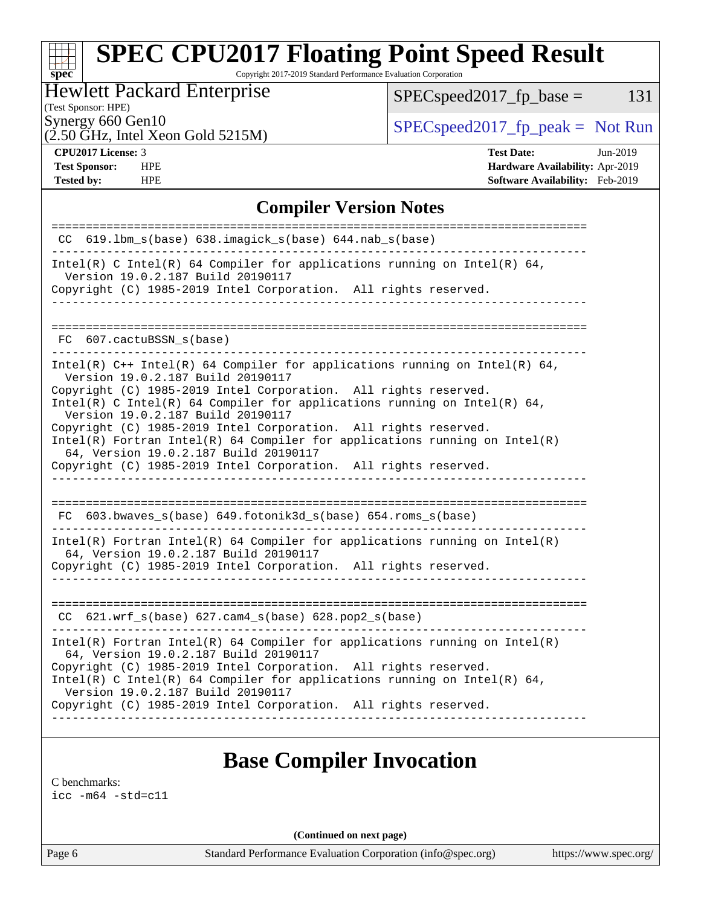# SPEC CPU2017 Floating Point Speed Result

Copyright 2017-2019 Standard Performance Evaluation Corporation

**Hewlett Packard Enterprise**
(Test Sponsor: HPE)
Synergy 660 Gen10
(2.50 GHz, Intel Xeon Gold 5215M)

SPECspeed2017_fp_base = 131

SPECspeed2017_fp_peak = Not Run

| | | | |
|---|---|---|---|
| **CPU2017 License:** | 3 | **Test Date:** | Jun-2019 |
| **Test Sponsor:** | HPE | **Hardware Availability:** | Apr-2019 |
| **Tested by:** | HPE | **Software Availability:** | Feb-2019 |

## Compiler Version Notes

```
==============================================================================
 CC  619.lbm_s(base) 638.imagick_s(base) 644.nab_s(base)
------------------------------------------------------------------------------
Intel(R) C Intel(R) 64 Compiler for applications running on Intel(R) 64,
  Version 19.0.2.187 Build 20190117
Copyright (C) 1985-2019 Intel Corporation.  All rights reserved.
------------------------------------------------------------------------------

==============================================================================
 FC  607.cactuBSSN_s(base)
------------------------------------------------------------------------------
Intel(R) C++ Intel(R) 64 Compiler for applications running on Intel(R) 64,
  Version 19.0.2.187 Build 20190117
Copyright (C) 1985-2019 Intel Corporation.  All rights reserved.
Intel(R) C Intel(R) 64 Compiler for applications running on Intel(R) 64,
  Version 19.0.2.187 Build 20190117
Copyright (C) 1985-2019 Intel Corporation.  All rights reserved.
Intel(R) Fortran Intel(R) 64 Compiler for applications running on Intel(R)
  64, Version 19.0.2.187 Build 20190117
Copyright (C) 1985-2019 Intel Corporation.  All rights reserved.
------------------------------------------------------------------------------

==============================================================================
 FC  603.bwaves_s(base) 649.fotonik3d_s(base) 654.roms_s(base)
------------------------------------------------------------------------------
Intel(R) Fortran Intel(R) 64 Compiler for applications running on Intel(R)
  64, Version 19.0.2.187 Build 20190117
Copyright (C) 1985-2019 Intel Corporation.  All rights reserved.
------------------------------------------------------------------------------

==============================================================================
 CC  621.wrf_s(base) 627.cam4_s(base) 628.pop2_s(base)
------------------------------------------------------------------------------
Intel(R) Fortran Intel(R) 64 Compiler for applications running on Intel(R)
  64, Version 19.0.2.187 Build 20190117
Copyright (C) 1985-2019 Intel Corporation.  All rights reserved.
Intel(R) C Intel(R) 64 Compiler for applications running on Intel(R) 64,
  Version 19.0.2.187 Build 20190117
Copyright (C) 1985-2019 Intel Corporation.  All rights reserved.
------------------------------------------------------------------------------
```

## Base Compiler Invocation

C benchmarks:
`icc -m64 -std=c11`

**(Continued on next page)**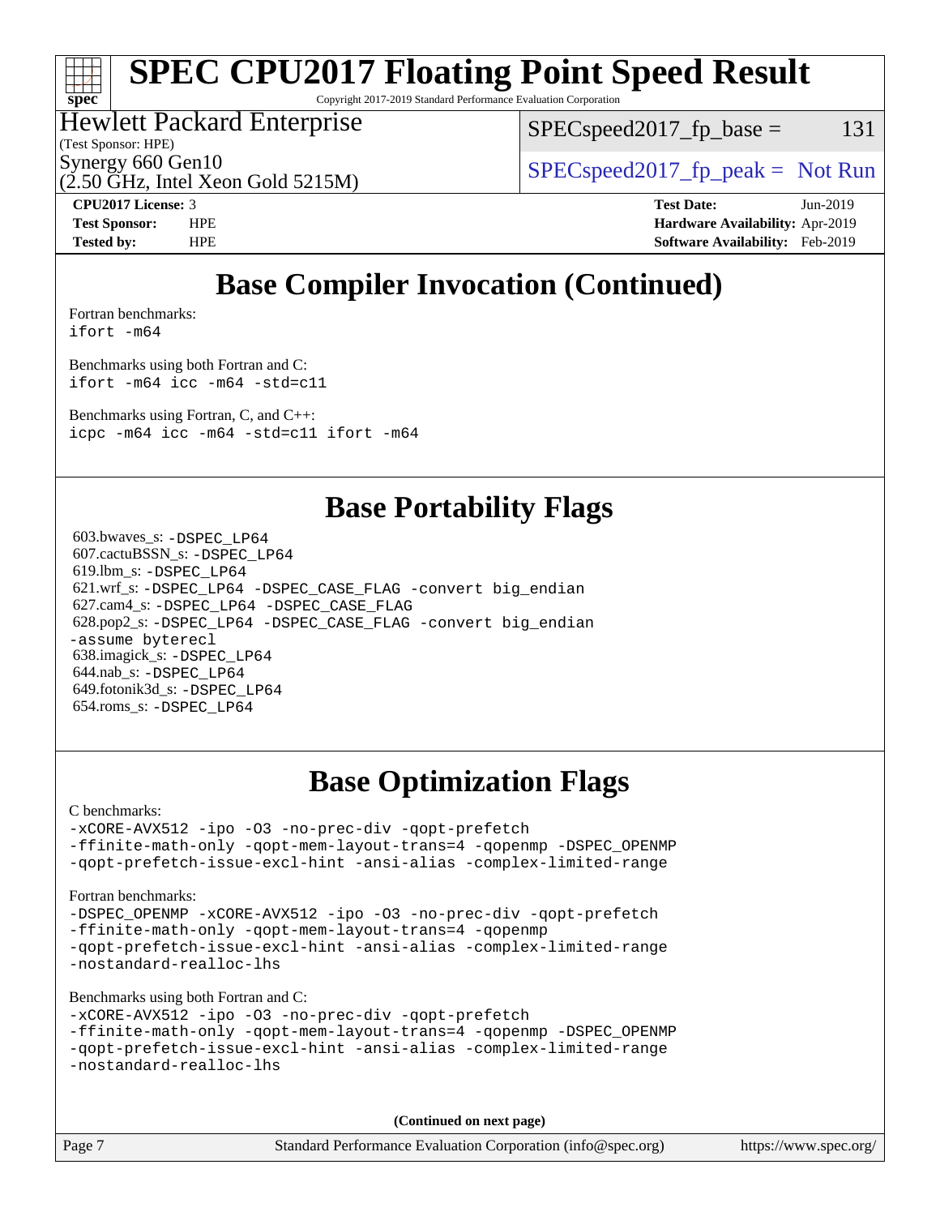## Base Compiler Invocation (Continued)

Fortran benchmarks:
```
ifort -m64
```

Benchmarks using both Fortran and C:
```
ifort -m64 icc -m64 -std=c11
```

Benchmarks using Fortran, C, and C++:
```
icpc -m64 icc -m64 -std=c11 ifort -m64
```

## Base Portability Flags

603.bwaves_s: `-DSPEC_LP64`
607.cactuBSSN_s: `-DSPEC_LP64`
619.lbm_s: `-DSPEC_LP64`
621.wrf_s: `-DSPEC_LP64 -DSPEC_CASE_FLAG -convert big_endian`
627.cam4_s: `-DSPEC_LP64 -DSPEC_CASE_FLAG`
628.pop2_s: `-DSPEC_LP64 -DSPEC_CASE_FLAG -convert big_endian -assume byterecl`
638.imagick_s: `-DSPEC_LP64`
644.nab_s: `-DSPEC_LP64`
649.fotonik3d_s: `-DSPEC_LP64`
654.roms_s: `-DSPEC_LP64`

## Base Optimization Flags

C benchmarks:
```
-xCORE-AVX512 -ipo -O3 -no-prec-div -qopt-prefetch
-ffinite-math-only -qopt-mem-layout-trans=4 -qopenmp -DSPEC_OPENMP
-qopt-prefetch-issue-excl-hint -ansi-alias -complex-limited-range
```

Fortran benchmarks:
```
-DSPEC_OPENMP -xCORE-AVX512 -ipo -O3 -no-prec-div -qopt-prefetch
-ffinite-math-only -qopt-mem-layout-trans=4 -qopenmp
-qopt-prefetch-issue-excl-hint -ansi-alias -complex-limited-range
-nostandard-realloc-lhs
```

Benchmarks using both Fortran and C:
```
-xCORE-AVX512 -ipo -O3 -no-prec-div -qopt-prefetch
-ffinite-math-only -qopt-mem-layout-trans=4 -qopenmp -DSPEC_OPENMP
-qopt-prefetch-issue-excl-hint -ansi-alias -complex-limited-range
-nostandard-realloc-lhs
```

**(Continued on next page)**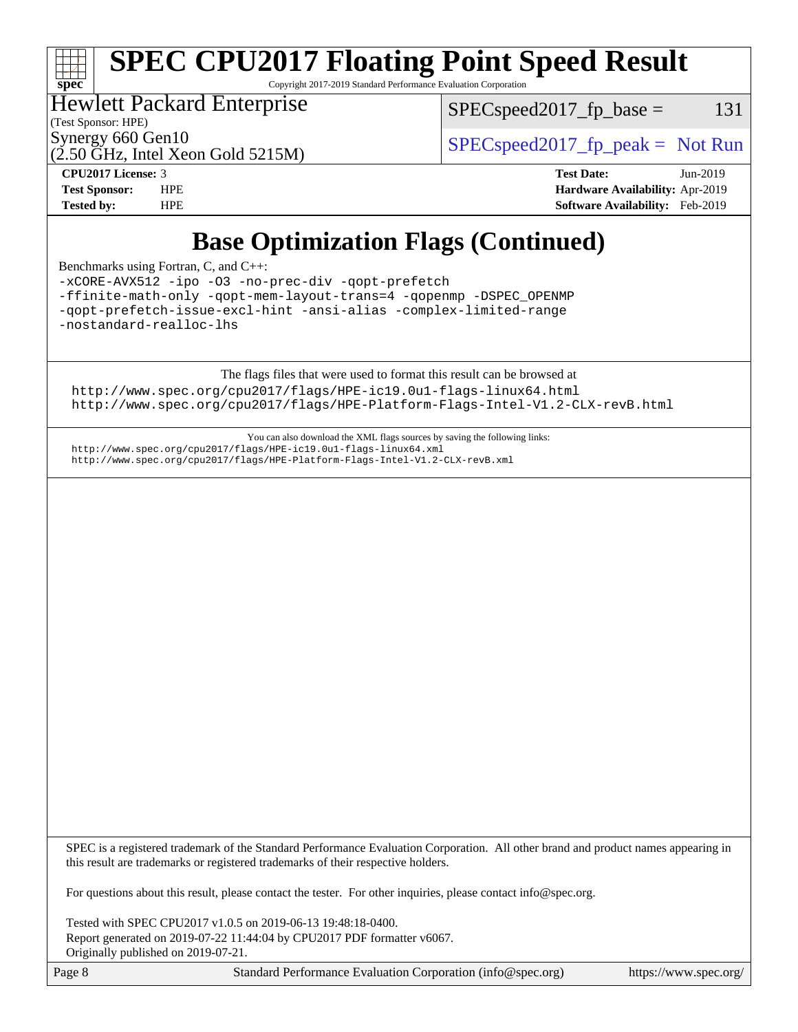# SPEC CPU2017 Floating Point Speed Result

Copyright 2017-2019 Standard Performance Evaluation Corporation

Hewlett Packard Enterprise
(Test Sponsor: HPE)
Synergy 660 Gen10
(2.50 GHz, Intel Xeon Gold 5215M)

SPECspeed2017_fp_base = 131

SPECspeed2017_fp_peak = Not Run

**CPU2017 License:** 3
**Test Sponsor:** HPE
**Tested by:** HPE

**Test Date:** Jun-2019
**Hardware Availability:** Apr-2019
**Software Availability:** Feb-2019

## Base Optimization Flags (Continued)

Benchmarks using Fortran, C, and C++:

```
-xCORE-AVX512 -ipo -O3 -no-prec-div -qopt-prefetch
-ffinite-math-only -qopt-mem-layout-trans=4 -qopenmp -DSPEC_OPENMP
-qopt-prefetch-issue-excl-hint -ansi-alias -complex-limited-range
-nostandard-realloc-lhs
```

The flags files that were used to format this result can be browsed at

http://www.spec.org/cpu2017/flags/HPE-ic19.0u1-flags-linux64.html
http://www.spec.org/cpu2017/flags/HPE-Platform-Flags-Intel-V1.2-CLX-revB.html

You can also download the XML flags sources by saving the following links:

http://www.spec.org/cpu2017/flags/HPE-ic19.0u1-flags-linux64.xml
http://www.spec.org/cpu2017/flags/HPE-Platform-Flags-Intel-V1.2-CLX-revB.xml

SPEC is a registered trademark of the Standard Performance Evaluation Corporation. All other brand and product names appearing in this result are trademarks or registered trademarks of their respective holders.

For questions about this result, please contact the tester. For other inquiries, please contact info@spec.org.

Tested with SPEC CPU2017 v1.0.5 on 2019-06-13 19:48:18-0400.
Report generated on 2019-07-22 11:44:04 by CPU2017 PDF formatter v6067.
Originally published on 2019-07-21.